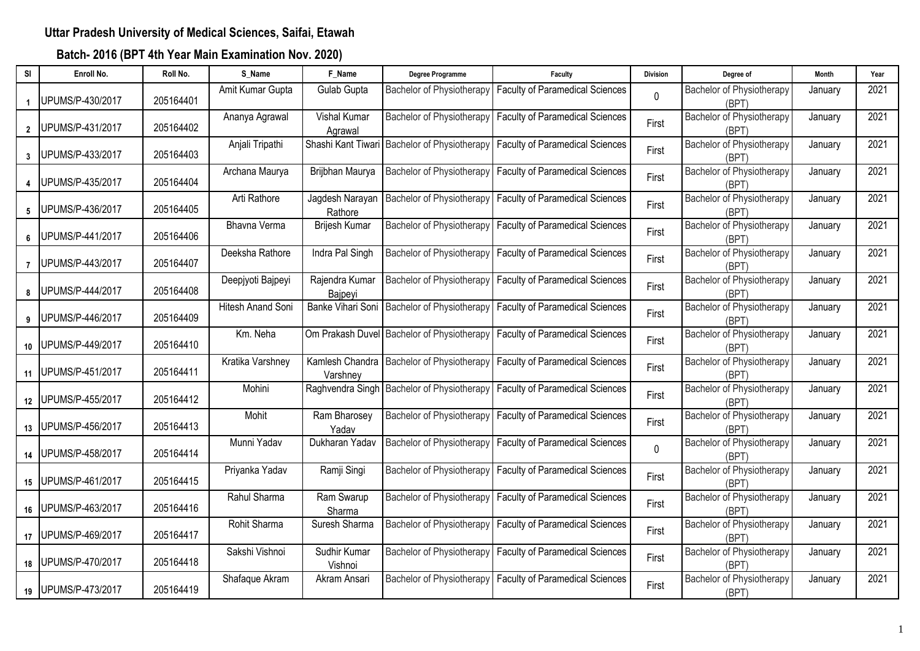# Uttar Pradesh University of Medical Sciences, Saifai, Etawah

## Batch- 2016 (BPT 4th Year Main Examination Nov. 2020)

| Sl | Enroll No. | Roll No. | S_Name | F_Name | Degree Programme | Faculty | Division | Degree of | Month | Year |
|---|---|---|---|---|---|---|---|---|---|---|
| 1 | UPUMS/P-430/2017 | 205164401 | Amit Kumar Gupta | Gulab Gupta | Bachelor of Physiotherapy | Faculty of Paramedical Sciences | 0 | Bachelor of Physiotherapy (BPT) | January | 2021 |
| 2 | UPUMS/P-431/2017 | 205164402 | Ananya Agrawal | Vishal Kumar Agrawal | Bachelor of Physiotherapy | Faculty of Paramedical Sciences | First | Bachelor of Physiotherapy (BPT) | January | 2021 |
| 3 | UPUMS/P-433/2017 | 205164403 | Anjali Tripathi | Shashi Kant Tiwari | Bachelor of Physiotherapy | Faculty of Paramedical Sciences | First | Bachelor of Physiotherapy (BPT) | January | 2021 |
| 4 | UPUMS/P-435/2017 | 205164404 | Archana Maurya | Brijbhan Maurya | Bachelor of Physiotherapy | Faculty of Paramedical Sciences | First | Bachelor of Physiotherapy (BPT) | January | 2021 |
| 5 | UPUMS/P-436/2017 | 205164405 | Arti Rathore | Jagdesh Narayan Rathore | Bachelor of Physiotherapy | Faculty of Paramedical Sciences | First | Bachelor of Physiotherapy (BPT) | January | 2021 |
| 6 | UPUMS/P-441/2017 | 205164406 | Bhavna Verma | Brijesh Kumar | Bachelor of Physiotherapy | Faculty of Paramedical Sciences | First | Bachelor of Physiotherapy (BPT) | January | 2021 |
| 7 | UPUMS/P-443/2017 | 205164407 | Deeksha Rathore | Indra Pal Singh | Bachelor of Physiotherapy | Faculty of Paramedical Sciences | First | Bachelor of Physiotherapy (BPT) | January | 2021 |
| 8 | UPUMS/P-444/2017 | 205164408 | Deepjyoti Bajpeyi | Rajendra Kumar Bajpeyi | Bachelor of Physiotherapy | Faculty of Paramedical Sciences | First | Bachelor of Physiotherapy (BPT) | January | 2021 |
| 9 | UPUMS/P-446/2017 | 205164409 | Hitesh Anand Soni | Banke Vihari Soni | Bachelor of Physiotherapy | Faculty of Paramedical Sciences | First | Bachelor of Physiotherapy (BPT) | January | 2021 |
| 10 | UPUMS/P-449/2017 | 205164410 | Km. Neha | Om Prakash Duvel | Bachelor of Physiotherapy | Faculty of Paramedical Sciences | First | Bachelor of Physiotherapy (BPT) | January | 2021 |
| 11 | UPUMS/P-451/2017 | 205164411 | Kratika Varshney | Kamlesh Chandra Varshney | Bachelor of Physiotherapy | Faculty of Paramedical Sciences | First | Bachelor of Physiotherapy (BPT) | January | 2021 |
| 12 | UPUMS/P-455/2017 | 205164412 | Mohini | Raghvendra Singh | Bachelor of Physiotherapy | Faculty of Paramedical Sciences | First | Bachelor of Physiotherapy (BPT) | January | 2021 |
| 13 | UPUMS/P-456/2017 | 205164413 | Mohit | Ram Bharosey Yadav | Bachelor of Physiotherapy | Faculty of Paramedical Sciences | First | Bachelor of Physiotherapy (BPT) | January | 2021 |
| 14 | UPUMS/P-458/2017 | 205164414 | Munni Yadav | Dukharan Yadav | Bachelor of Physiotherapy | Faculty of Paramedical Sciences | 0 | Bachelor of Physiotherapy (BPT) | January | 2021 |
| 15 | UPUMS/P-461/2017 | 205164415 | Priyanka Yadav | Ramji Singi | Bachelor of Physiotherapy | Faculty of Paramedical Sciences | First | Bachelor of Physiotherapy (BPT) | January | 2021 |
| 16 | UPUMS/P-463/2017 | 205164416 | Rahul Sharma | Ram Swarup Sharma | Bachelor of Physiotherapy | Faculty of Paramedical Sciences | First | Bachelor of Physiotherapy (BPT) | January | 2021 |
| 17 | UPUMS/P-469/2017 | 205164417 | Rohit Sharma | Suresh Sharma | Bachelor of Physiotherapy | Faculty of Paramedical Sciences | First | Bachelor of Physiotherapy (BPT) | January | 2021 |
| 18 | UPUMS/P-470/2017 | 205164418 | Sakshi Vishnoi | Sudhir Kumar Vishnoi | Bachelor of Physiotherapy | Faculty of Paramedical Sciences | First | Bachelor of Physiotherapy (BPT) | January | 2021 |
| 19 | UPUMS/P-473/2017 | 205164419 | Shafaque Akram | Akram Ansari | Bachelor of Physiotherapy | Faculty of Paramedical Sciences | First | Bachelor of Physiotherapy (BPT) | January | 2021 |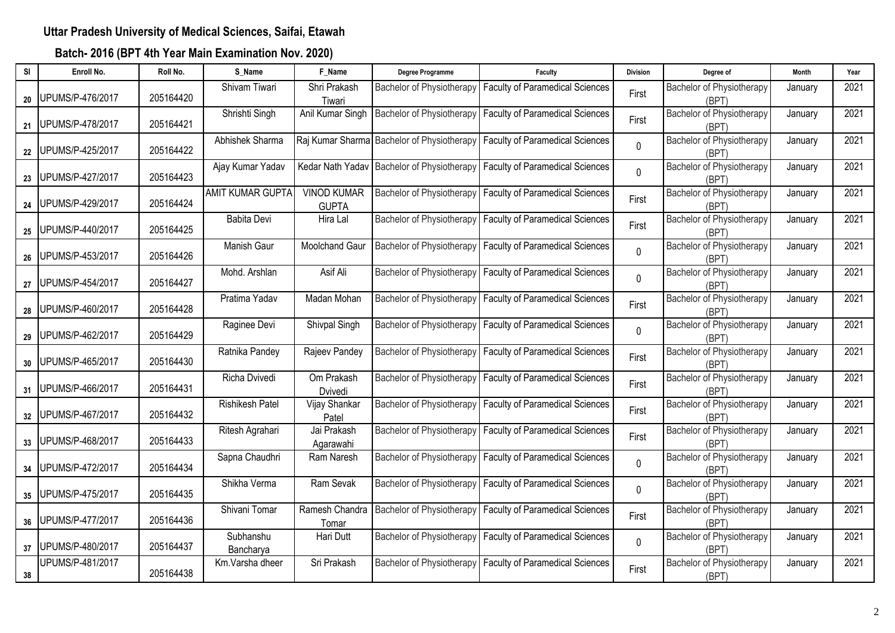**Uttar Pradesh University of Medical Sciences, Saifai, Etawah**

**Batch- 2016 (BPT 4th Year Main Examination Nov. 2020)**

| Sl | Enroll No. | Roll No. | S_Name | F_Name | Degree Programme | Faculty | Division | Degree of | Month | Year |
|---|---|---|---|---|---|---|---|---|---|---|
| 20 | UPUMS/P-476/2017 | 205164420 | Shivam Tiwari | Shri Prakash Tiwari | Bachelor of Physiotherapy | Faculty of Paramedical Sciences | First | Bachelor of Physiotherapy (BPT) | January | 2021 |
| 21 | UPUMS/P-478/2017 | 205164421 | Shrishti Singh | Anil Kumar Singh | Bachelor of Physiotherapy | Faculty of Paramedical Sciences | First | Bachelor of Physiotherapy (BPT) | January | 2021 |
| 22 | UPUMS/P-425/2017 | 205164422 | Abhishek Sharma | Raj Kumar Sharma | Bachelor of Physiotherapy | Faculty of Paramedical Sciences | 0 | Bachelor of Physiotherapy (BPT) | January | 2021 |
| 23 | UPUMS/P-427/2017 | 205164423 | Ajay Kumar Yadav | Kedar Nath Yadav | Bachelor of Physiotherapy | Faculty of Paramedical Sciences | 0 | Bachelor of Physiotherapy (BPT) | January | 2021 |
| 24 | UPUMS/P-429/2017 | 205164424 | AMIT KUMAR GUPTA | VINOD KUMAR GUPTA | Bachelor of Physiotherapy | Faculty of Paramedical Sciences | First | Bachelor of Physiotherapy (BPT) | January | 2021 |
| 25 | UPUMS/P-440/2017 | 205164425 | Babita Devi | Hira Lal | Bachelor of Physiotherapy | Faculty of Paramedical Sciences | First | Bachelor of Physiotherapy (BPT) | January | 2021 |
| 26 | UPUMS/P-453/2017 | 205164426 | Manish Gaur | Moolchand Gaur | Bachelor of Physiotherapy | Faculty of Paramedical Sciences | 0 | Bachelor of Physiotherapy (BPT) | January | 2021 |
| 27 | UPUMS/P-454/2017 | 205164427 | Mohd. Arshlan | Asif Ali | Bachelor of Physiotherapy | Faculty of Paramedical Sciences | 0 | Bachelor of Physiotherapy (BPT) | January | 2021 |
| 28 | UPUMS/P-460/2017 | 205164428 | Pratima Yadav | Madan Mohan | Bachelor of Physiotherapy | Faculty of Paramedical Sciences | First | Bachelor of Physiotherapy (BPT) | January | 2021 |
| 29 | UPUMS/P-462/2017 | 205164429 | Raginee Devi | Shivpal Singh | Bachelor of Physiotherapy | Faculty of Paramedical Sciences | 0 | Bachelor of Physiotherapy (BPT) | January | 2021 |
| 30 | UPUMS/P-465/2017 | 205164430 | Ratnika Pandey | Rajeev Pandey | Bachelor of Physiotherapy | Faculty of Paramedical Sciences | First | Bachelor of Physiotherapy (BPT) | January | 2021 |
| 31 | UPUMS/P-466/2017 | 205164431 | Richa Dvivedi | Om Prakash Dvivedi | Bachelor of Physiotherapy | Faculty of Paramedical Sciences | First | Bachelor of Physiotherapy (BPT) | January | 2021 |
| 32 | UPUMS/P-467/2017 | 205164432 | Rishikesh Patel | Vijay Shankar Patel | Bachelor of Physiotherapy | Faculty of Paramedical Sciences | First | Bachelor of Physiotherapy (BPT) | January | 2021 |
| 33 | UPUMS/P-468/2017 | 205164433 | Ritesh Agrahari | Jai Prakash Agarawahi | Bachelor of Physiotherapy | Faculty of Paramedical Sciences | First | Bachelor of Physiotherapy (BPT) | January | 2021 |
| 34 | UPUMS/P-472/2017 | 205164434 | Sapna Chaudhri | Ram Naresh | Bachelor of Physiotherapy | Faculty of Paramedical Sciences | 0 | Bachelor of Physiotherapy (BPT) | January | 2021 |
| 35 | UPUMS/P-475/2017 | 205164435 | Shikha Verma | Ram Sevak | Bachelor of Physiotherapy | Faculty of Paramedical Sciences | 0 | Bachelor of Physiotherapy (BPT) | January | 2021 |
| 36 | UPUMS/P-477/2017 | 205164436 | Shivani Tomar | Ramesh Chandra Tomar | Bachelor of Physiotherapy | Faculty of Paramedical Sciences | First | Bachelor of Physiotherapy (BPT) | January | 2021 |
| 37 | UPUMS/P-480/2017 | 205164437 | Subhanshu Bancharya | Hari Dutt | Bachelor of Physiotherapy | Faculty of Paramedical Sciences | 0 | Bachelor of Physiotherapy (BPT) | January | 2021 |
| 38 | UPUMS/P-481/2017 | 205164438 | Km.Varsha dheer | Sri Prakash | Bachelor of Physiotherapy | Faculty of Paramedical Sciences | First | Bachelor of Physiotherapy (BPT) | January | 2021 |